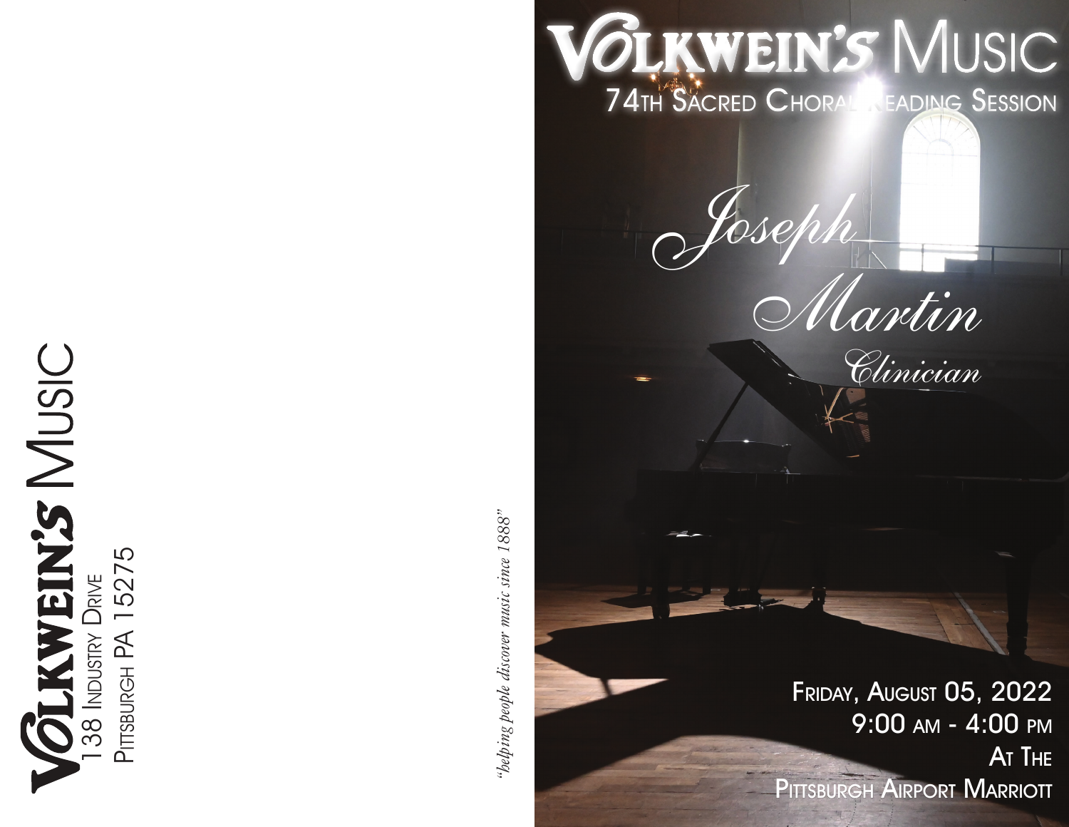**Volkwein's Music**
138 Industry Drive
Pittsburgh PA 15275

*"helping people discover music since 1888"*

# Volkwein's Music

## 74th Sacred Choral Reading Session

*Joseph Martin*
*Clinician*

Friday, August 05, 2022
9:00 AM - 4:00 PM
At The
Pittsburgh Airport Marriott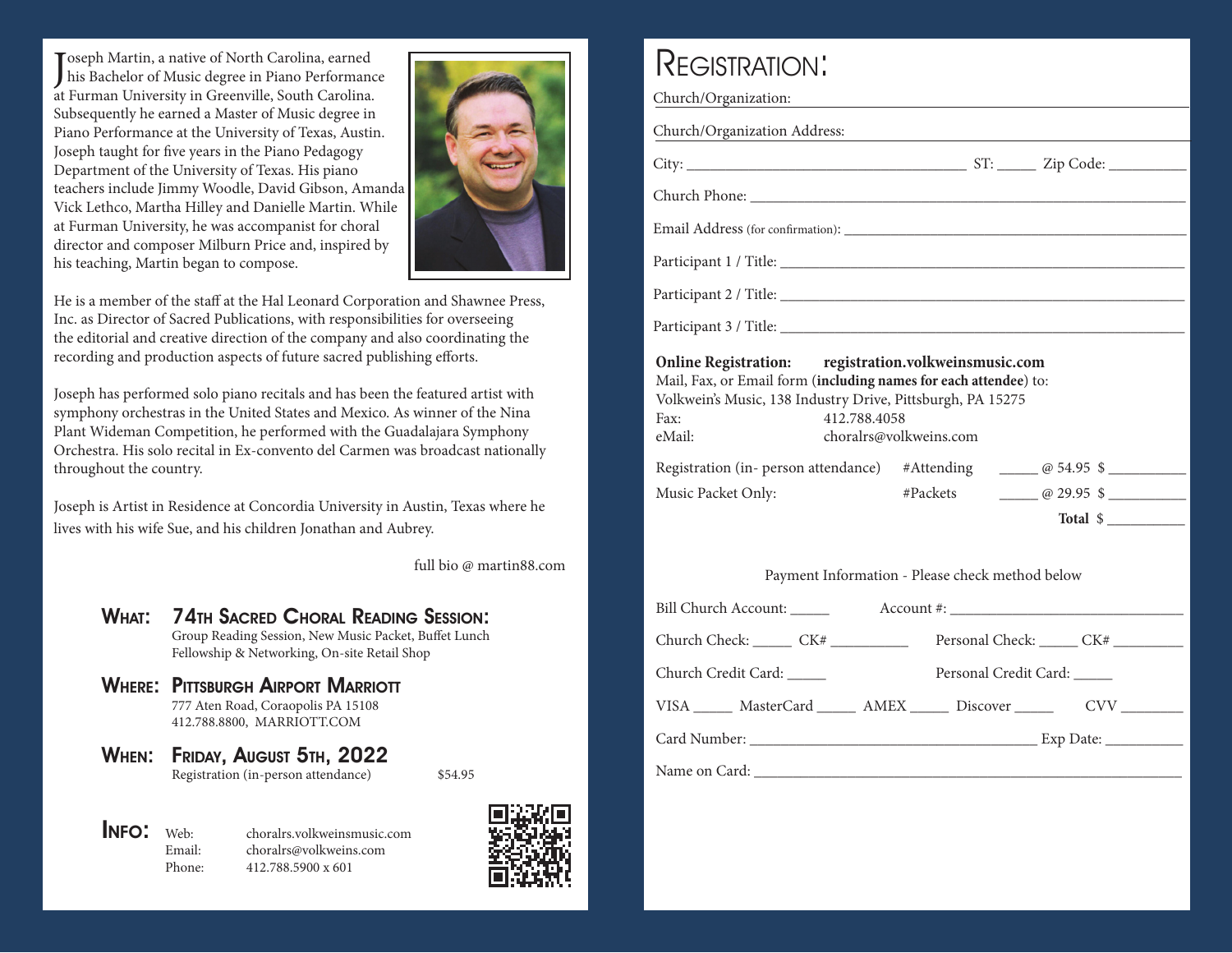Joseph Martin, a native of North Carolina, earned his Bachelor of Music degree in Piano Performance at Furman University in Greenville, South Carolina. Subsequently he earned a Master of Music degree in Piano Performance at the University of Texas, Austin. Joseph taught for five years in the Piano Pedagogy Department of the University of Texas. His piano teachers include Jimmy Woodle, David Gibson, Amanda Vick Lethco, Martha Hilley and Danielle Martin. While at Furman University, he was accompanist for choral director and composer Milburn Price and, inspired by his teaching, Martin began to compose.

He is a member of the staff at the Hal Leonard Corporation and Shawnee Press, Inc. as Director of Sacred Publications, with responsibilities for overseeing the editorial and creative direction of the company and also coordinating the recording and production aspects of future sacred publishing efforts.

Joseph has performed solo piano recitals and has been the featured artist with symphony orchestras in the United States and Mexico. As winner of the Nina Plant Wideman Competition, he performed with the Guadalajara Symphony Orchestra. His solo recital in Ex-convento del Carmen was broadcast nationally throughout the country.

Joseph is Artist in Residence at Concordia University in Austin, Texas where he lives with his wife Sue, and his children Jonathan and Aubrey.

full bio @ martin88.com

**WHAT: 74TH SACRED CHORAL READING SESSION:**
Group Reading Session, New Music Packet, Buffet Lunch
Fellowship & Networking, On-site Retail Shop

**WHERE: PITTSBURGH AIRPORT MARRIOTT**
777 Aten Road, Coraopolis PA 15108
412.788.8800, MARRIOTT.COM

**WHEN: FRIDAY, AUGUST 5TH, 2022**
Registration (in-person attendance) $54.95

**INFO:**
Web: choralrs.volkweinsmusic.com
Email: choralrs@volkweins.com
Phone: 412.788.5900 x 601

# REGISTRATION:

Church/Organization: ____________________

Church/Organization Address: ____________________

City: ____________________ ST: _____ Zip Code: __________

Church Phone: ____________________

Email Address (for confirmation): ____________________

Participant 1 / Title: ____________________

Participant 2 / Title: ____________________

Participant 3 / Title: ____________________

**Online Registration:** **registration.volkweinsmusic.com**
Mail, Fax, or Email form (**including names for each attendee**) to:
Volkwein's Music, 138 Industry Drive, Pittsburgh, PA 15275
Fax: 412.788.4058
eMail: choralrs@volkweins.com

| | | | |
|---|---|---|---|
| Registration (in- person attendance) | #Attending | _____ @ 54.95 | $ __________ |
| Music Packet Only: | #Packets | _____ @ 29.95 | $ __________ |
| | | **Total** | $ __________ |

Payment Information - Please check method below

Bill Church Account: _____ Account #: ____________________

Church Check: _____ CK# __________ Personal Check: _____ CK# __________

Church Credit Card: _____ Personal Credit Card: _____

VISA _____ MasterCard _____ AMEX _____ Discover _____ CVV ________

Card Number: ____________________ Exp Date: __________

Name on Card: ____________________